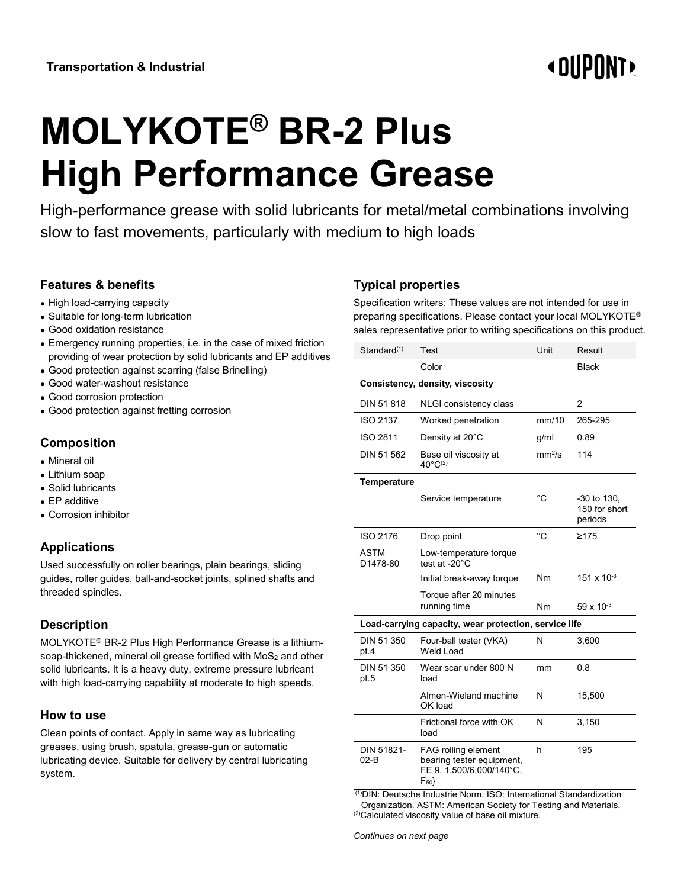Transportation & Industrial

# MOLYKOTE® BR-2 Plus High Performance Grease

High-performance grease with solid lubricants for metal/metal combinations involving slow to fast movements, particularly with medium to high loads

## Features & benefits

- High load-carrying capacity
- Suitable for long-term lubrication
- Good oxidation resistance
- Emergency running properties, i.e. in the case of mixed friction providing of wear protection by solid lubricants and EP additives
- Good protection against scarring (false Brinelling)
- Good water-washout resistance
- Good corrosion protection
- Good protection against fretting corrosion

## Composition

- Mineral oil
- Lithium soap
- Solid lubricants
- EP additive
- Corrosion inhibitor

## Applications

Used successfully on roller bearings, plain bearings, sliding guides, roller guides, ball-and-socket joints, splined shafts and threaded spindles.

## Description

MOLYKOTE® BR-2 Plus High Performance Grease is a lithium-soap-thickened, mineral oil grease fortified with $MoS_2$ and other solid lubricants. It is a heavy duty, extreme pressure lubricant with high load-carrying capability at moderate to high speeds.

## How to use

Clean points of contact. Apply in same way as lubricating greases, using brush, spatula, grease-gun or automatic lubricating device. Suitable for delivery by central lubricating system.

## Typical properties

Specification writers: These values are not intended for use in preparing specifications. Please contact your local MOLYKOTE® sales representative prior to writing specifications on this product.

| Standard[1] | Test | Unit | Result |
|---|---|---|---|
| | Color | | Black |
| **Consistency, density, viscosity** | | | |
| DIN 51 818 | NLGI consistency class | | 2 |
| ISO 2137 | Worked penetration | mm/10 | 265-295 |
| ISO 2811 | Density at 20°C | g/ml | 0.89 |
| DIN 51 562 | Base oil viscosity at 40°C[2] | $mm^2/s$ | 114 |
| **Temperature** | | | |
| | Service temperature | °C | -30 to 130, 150 for short periods |
| ISO 2176 | Drop point | °C | ≥175 |
| ASTM D1478-80 | Low-temperature torque test at -20°C | | |
| | Initial break-away torque | Nm | $151 \times 10^{-3}$ |
| | Torque after 20 minutes running time | Nm | $59 \times 10^{-3}$ |
| **Load-carrying capacity, wear protection, service life** | | | |
| DIN 51 350 pt.4 | Four-ball tester (VKA) Weld Load | N | 3,600 |
| DIN 51 350 pt.5 | Wear scar under 800 N load | mm | 0.8 |
| | Almen-Wieland machine OK load | N | 15,500 |
| | Frictional force with OK load | N | 3,150 |
| DIN 51821-02-B | FAG rolling element bearing tester equipment, FE 9, 1,500/6,000/140°C, $F_{50}$} | h | 195 |

[1]DIN: Deutsche Industrie Norm. ISO: International Standardization Organization. ASTM: American Society for Testing and Materials.
[2]Calculated viscosity value of base oil mixture.

*Continues on next page*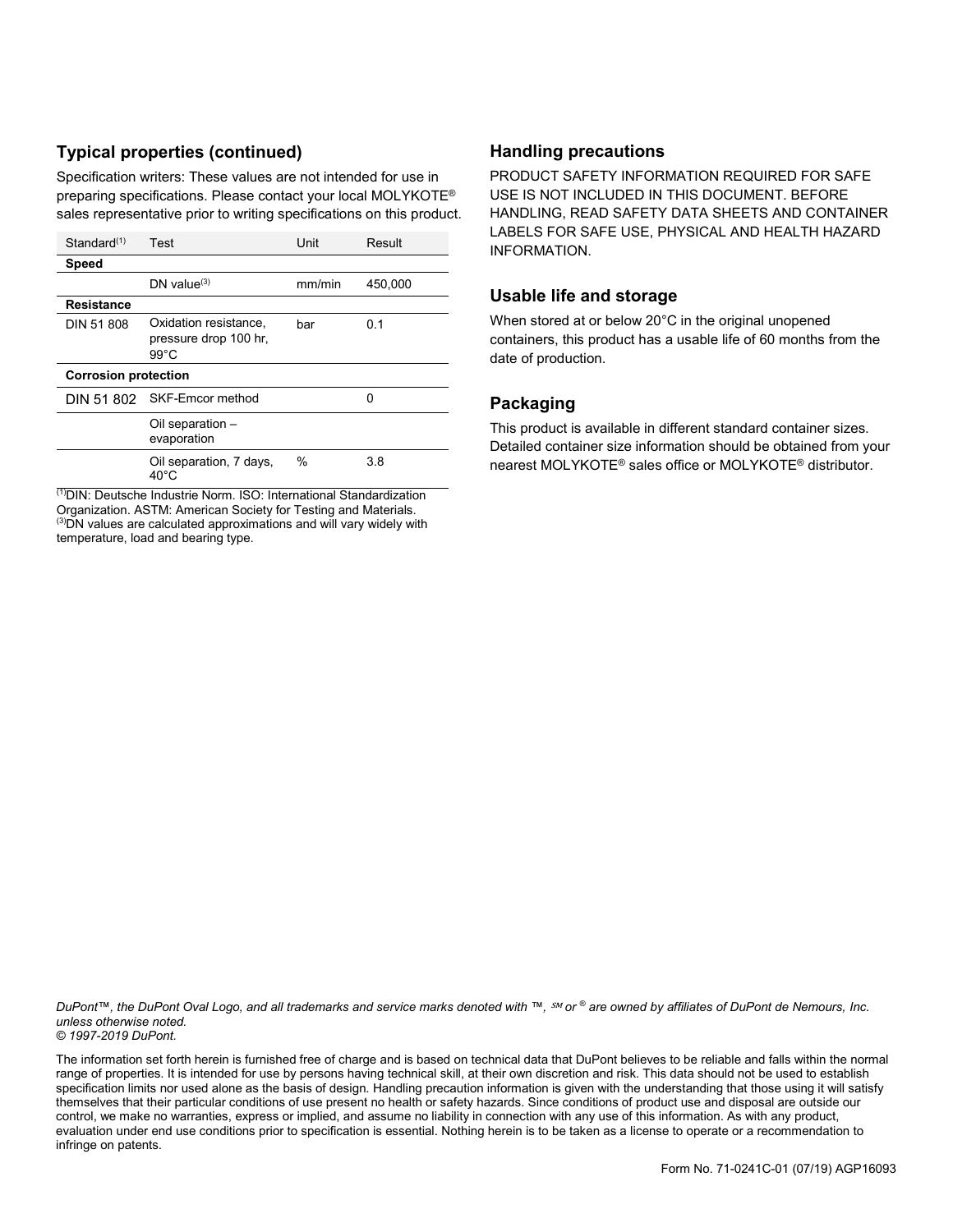## Typical properties (continued)

Specification writers: These values are not intended for use in preparing specifications. Please contact your local MOLYKOTE® sales representative prior to writing specifications on this product.

| Standard[1] | Test | Unit | Result |
|---|---|---|---|
| **Speed** | | | |
| | DN value[3] | mm/min | 450,000 |
| **Resistance** | | | |
| DIN 51 808 | Oxidation resistance, pressure drop 100 hr, 99°C | bar | 0.1 |
| **Corrosion protection** | | | |
| DIN 51 802 | SKF-Emcor method | | 0 |
| | Oil separation – evaporation | | |
| | Oil separation, 7 days, 40°C | % | 3.8 |

[1]DIN: Deutsche Industrie Norm. ISO: International Standardization Organization. ASTM: American Society for Testing and Materials.
[3]DN values are calculated approximations and will vary widely with temperature, load and bearing type.

## Handling precautions

PRODUCT SAFETY INFORMATION REQUIRED FOR SAFE USE IS NOT INCLUDED IN THIS DOCUMENT. BEFORE HANDLING, READ SAFETY DATA SHEETS AND CONTAINER LABELS FOR SAFE USE, PHYSICAL AND HEALTH HAZARD INFORMATION.

## Usable life and storage

When stored at or below 20°C in the original unopened containers, this product has a usable life of 60 months from the date of production.

## Packaging

This product is available in different standard container sizes. Detailed container size information should be obtained from your nearest MOLYKOTE® sales office or MOLYKOTE® distributor.

*DuPont™, the DuPont Oval Logo, and all trademarks and service marks denoted with ™, ℠ or ® are owned by affiliates of DuPont de Nemours, Inc. unless otherwise noted.*
*© 1997-2019 DuPont.*

The information set forth herein is furnished free of charge and is based on technical data that DuPont believes to be reliable and falls within the normal range of properties. It is intended for use by persons having technical skill, at their own discretion and risk. This data should not be used to establish specification limits nor used alone as the basis of design. Handling precaution information is given with the understanding that those using it will satisfy themselves that their particular conditions of use present no health or safety hazards. Since conditions of product use and disposal are outside our control, we make no warranties, express or implied, and assume no liability in connection with any use of this information. As with any product, evaluation under end use conditions prior to specification is essential. Nothing herein is to be taken as a license to operate or a recommendation to infringe on patents.

Form No. 71-0241C-01 (07/19) AGP16093